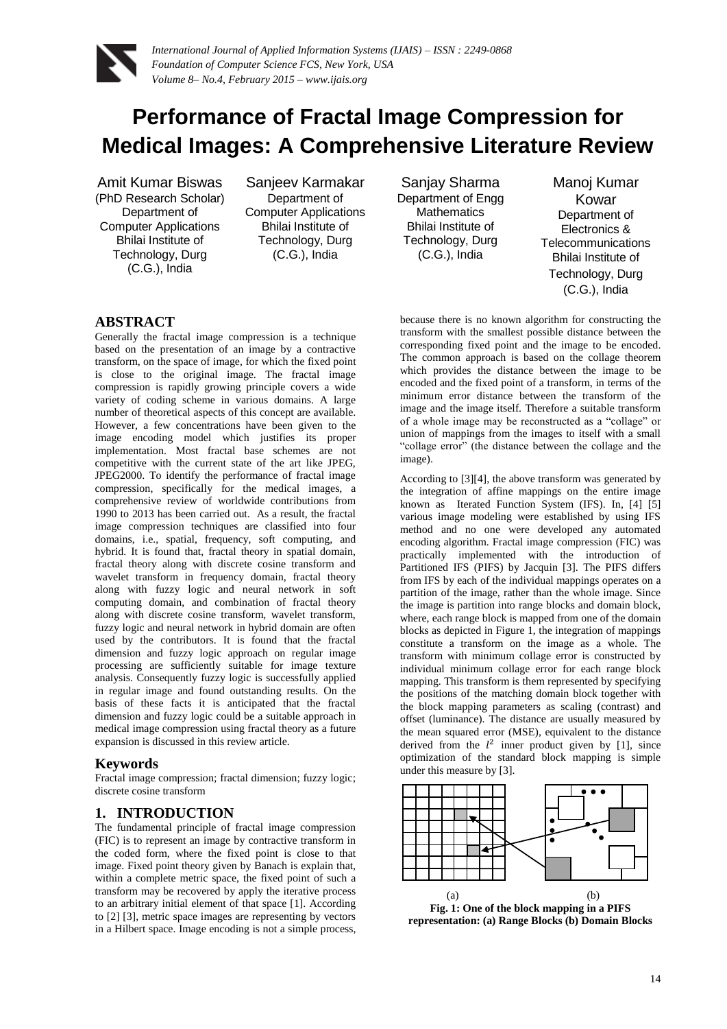# Performance of Fractal Image Compression for Medical Images: A Comprehensive Literature Review

Amit Kumar Biswas
(PhD Research Scholar)
Department of Computer Applications
Bhilai Institute of Technology, Durg (C.G.), India

Sanjeev Karmakar
Department of Computer Applications
Bhilai Institute of Technology, Durg (C.G.), India

Sanjay Sharma
Department of Engg Mathematics
Bhilai Institute of Technology, Durg (C.G.), India

Manoj Kumar Kowar
Department of Electronics & Telecommunications
Bhilai Institute of Technology, Durg (C.G.), India

## ABSTRACT

Generally the fractal image compression is a technique based on the presentation of an image by a contractive transform, on the space of image, for which the fixed point is close to the original image. The fractal image compression is rapidly growing principle covers a wide variety of coding scheme in various domains. A large number of theoretical aspects of this concept are available. However, a few concentrations have been given to the image encoding model which justifies its proper implementation. Most fractal base schemes are not competitive with the current state of the art like JPEG, JPEG2000. To identify the performance of fractal image compression, specifically for the medical images, a comprehensive review of worldwide contributions from 1990 to 2013 has been carried out. As a result, the fractal image compression techniques are classified into four domains, i.e., spatial, frequency, soft computing, and hybrid. It is found that, fractal theory in spatial domain, fractal theory along with discrete cosine transform and wavelet transform in frequency domain, fractal theory along with fuzzy logic and neural network in soft computing domain, and combination of fractal theory along with discrete cosine transform, wavelet transform, fuzzy logic and neural network in hybrid domain are often used by the contributors. It is found that the fractal dimension and fuzzy logic approach on regular image processing are sufficiently suitable for image texture analysis. Consequently fuzzy logic is successfully applied in regular image and found outstanding results. On the basis of these facts it is anticipated that the fractal dimension and fuzzy logic could be a suitable approach in medical image compression using fractal theory as a future expansion is discussed in this review article.

### Keywords

Fractal image compression; fractal dimension; fuzzy logic; discrete cosine transform

## 1. INTRODUCTION

The fundamental principle of fractal image compression (FIC) is to represent an image by contractive transform in the coded form, where the fixed point is close to that image. Fixed point theory given by Banach is explain that, within a complete metric space, the fixed point of such a transform may be recovered by apply the iterative process to an arbitrary initial element of that space [1]. According to [2] [3], metric space images are representing by vectors in a Hilbert space. Image encoding is not a simple process, because there is no known algorithm for constructing the transform with the smallest possible distance between the corresponding fixed point and the image to be encoded. The common approach is based on the collage theorem which provides the distance between the image to be encoded and the fixed point of a transform, in terms of the minimum error distance between the transform of the image and the image itself. Therefore a suitable transform of a whole image may be reconstructed as a "collage" or union of mappings from the images to itself with a small "collage error" (the distance between the collage and the image).

According to [3][4], the above transform was generated by the integration of affine mappings on the entire image known as Iterated Function System (IFS). In, [4] [5] various image modeling were established by using IFS method and no one were developed any automated encoding algorithm. Fractal image compression (FIC) was practically implemented with the introduction of Partitioned IFS (PIFS) by Jacquin [3]. The PIFS differs from IFS by each of the individual mappings operates on a partition of the image, rather than the whole image. Since the image is partition into range blocks and domain block, where, each range block is mapped from one of the domain blocks as depicted in Figure 1, the integration of mappings constitute a transform on the image as a whole. The transform with minimum collage error is constructed by individual minimum collage error for each range block mapping. This transform is them represented by specifying the positions of the matching domain block together with the block mapping parameters as scaling (contrast) and offset (luminance). The distance are usually measured by the mean squared error (MSE), equivalent to the distance derived from the $l^2$ inner product given by [1], since optimization of the standard block mapping is simple under this measure by [3].

(a) (b)

**Fig. 1: One of the block mapping in a PIFS representation: (a) Range Blocks (b) Domain Blocks**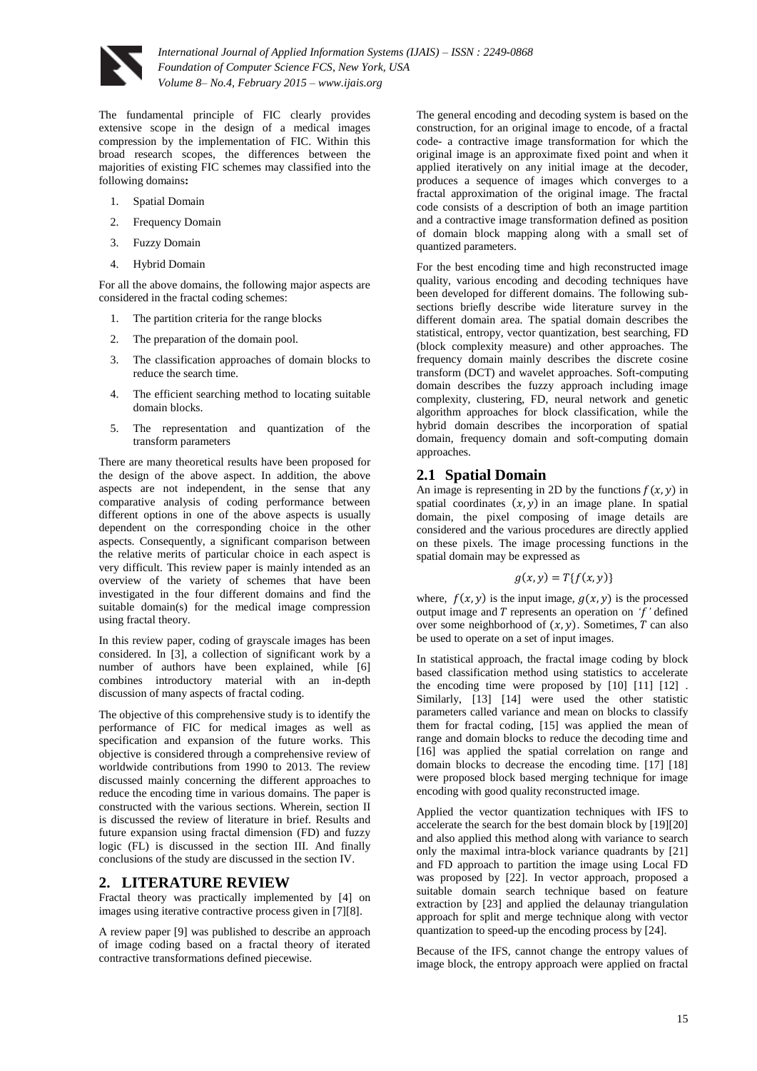The fundamental principle of FIC clearly provides extensive scope in the design of a medical images compression by the implementation of FIC. Within this broad research scopes, the differences between the majorities of existing FIC schemes may classified into the following domains**:**

1. Spatial Domain
2. Frequency Domain
3. Fuzzy Domain
4. Hybrid Domain

For all the above domains, the following major aspects are considered in the fractal coding schemes:

1. The partition criteria for the range blocks
2. The preparation of the domain pool.
3. The classification approaches of domain blocks to reduce the search time.
4. The efficient searching method to locating suitable domain blocks.
5. The representation and quantization of the transform parameters

There are many theoretical results have been proposed for the design of the above aspect. In addition, the above aspects are not independent, in the sense that any comparative analysis of coding performance between different options in one of the above aspects is usually dependent on the corresponding choice in the other aspects. Consequently, a significant comparison between the relative merits of particular choice in each aspect is very difficult. This review paper is mainly intended as an overview of the variety of schemes that have been investigated in the four different domains and find the suitable domain(s) for the medical image compression using fractal theory.

In this review paper, coding of grayscale images has been considered. In [3], a collection of significant work by a number of authors have been explained, while [6] combines introductory material with an in-depth discussion of many aspects of fractal coding.

The objective of this comprehensive study is to identify the performance of FIC for medical images as well as specification and expansion of the future works. This objective is considered through a comprehensive review of worldwide contributions from 1990 to 2013. The review discussed mainly concerning the different approaches to reduce the encoding time in various domains. The paper is constructed with the various sections. Wherein, section II is discussed the review of literature in brief. Results and future expansion using fractal dimension (FD) and fuzzy logic (FL) is discussed in the section III. And finally conclusions of the study are discussed in the section IV.

## 2. LITERATURE REVIEW

Fractal theory was practically implemented by [4] on images using iterative contractive process given in [7][8].

A review paper [9] was published to describe an approach of image coding based on a fractal theory of iterated contractive transformations defined piecewise.

The general encoding and decoding system is based on the construction, for an original image to encode, of a fractal code- a contractive image transformation for which the original image is an approximate fixed point and when it applied iteratively on any initial image at the decoder, produces a sequence of images which converges to a fractal approximation of the original image. The fractal code consists of a description of both an image partition and a contractive image transformation defined as position of domain block mapping along with a small set of quantized parameters.

For the best encoding time and high reconstructed image quality, various encoding and decoding techniques have been developed for different domains. The following sub-sections briefly describe wide literature survey in the different domain area. The spatial domain describes the statistical, entropy, vector quantization, best searching, FD (block complexity measure) and other approaches. The frequency domain mainly describes the discrete cosine transform (DCT) and wavelet approaches. Soft-computing domain describes the fuzzy approach including image complexity, clustering, FD, neural network and genetic algorithm approaches for block classification, while the hybrid domain describes the incorporation of spatial domain, frequency domain and soft-computing domain approaches.

### 2.1 Spatial Domain

An image is representing in 2D by the functions $f(x, y)$ in spatial coordinates $(x, y)$ in an image plane. In spatial domain, the pixel composing of image details are considered and the various procedures are directly applied on these pixels. The image processing functions in the spatial domain may be expressed as

$$g(x, y) = T\{f(x, y)\}$$

where, $f(x, y)$ is the input image, $g(x, y)$ is the processed output image and $T$ represents an operation on *'$f$'* defined over some neighborhood of $(x, y)$. Sometimes, $T$ can also be used to operate on a set of input images.

In statistical approach, the fractal image coding by block based classification method using statistics to accelerate the encoding time were proposed by [10] [11] [12] . Similarly, [13] [14] were used the other statistic parameters called variance and mean on blocks to classify them for fractal coding, [15] was applied the mean of range and domain blocks to reduce the decoding time and [16] was applied the spatial correlation on range and domain blocks to decrease the encoding time. [17] [18] were proposed block based merging technique for image encoding with good quality reconstructed image.

Applied the vector quantization techniques with IFS to accelerate the search for the best domain block by [19][20] and also applied this method along with variance to search only the maximal intra-block variance quadrants by [21] and FD approach to partition the image using Local FD was proposed by [22]. In vector approach, proposed a suitable domain search technique based on feature extraction by [23] and applied the delaunay triangulation approach for split and merge technique along with vector quantization to speed-up the encoding process by [24].

Because of the IFS, cannot change the entropy values of image block, the entropy approach were applied on fractal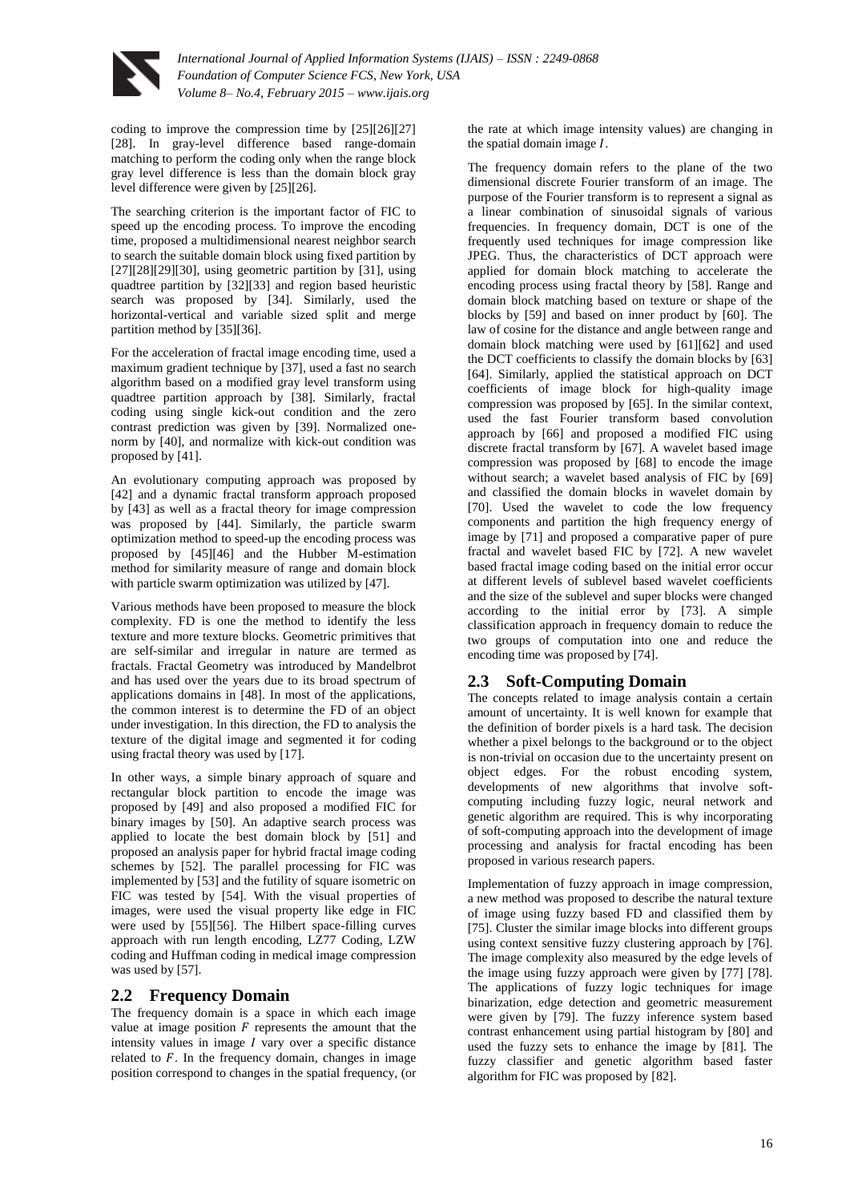coding to improve the compression time by [25][26][27][28]. In gray-level difference based range-domain matching to perform the coding only when the range block gray level difference is less than the domain block gray level difference were given by [25][26].

The searching criterion is the important factor of FIC to speed up the encoding process. To improve the encoding time, proposed a multidimensional nearest neighbor search to search the suitable domain block using fixed partition by [27][28][29][30], using geometric partition by [31], using quadtree partition by [32][33] and region based heuristic search was proposed by [34]. Similarly, used the horizontal-vertical and variable sized split and merge partition method by [35][36].

For the acceleration of fractal image encoding time, used a maximum gradient technique by [37], used a fast no search algorithm based on a modified gray level transform using quadtree partition approach by [38]. Similarly, fractal coding using single kick-out condition and the zero contrast prediction was given by [39]. Normalized one-norm by [40], and normalize with kick-out condition was proposed by [41].

An evolutionary computing approach was proposed by [42] and a dynamic fractal transform approach proposed by [43] as well as a fractal theory for image compression was proposed by [44]. Similarly, the particle swarm optimization method to speed-up the encoding process was proposed by [45][46] and the Hubber M-estimation method for similarity measure of range and domain block with particle swarm optimization was utilized by [47].

Various methods have been proposed to measure the block complexity. FD is one the method to identify the less texture and more texture blocks. Geometric primitives that are self-similar and irregular in nature are termed as fractals. Fractal Geometry was introduced by Mandelbrot and has used over the years due to its broad spectrum of applications domains in [48]. In most of the applications, the common interest is to determine the FD of an object under investigation. In this direction, the FD to analysis the texture of the digital image and segmented it for coding using fractal theory was used by [17].

In other ways, a simple binary approach of square and rectangular block partition to encode the image was proposed by [49] and also proposed a modified FIC for binary images by [50]. An adaptive search process was applied to locate the best domain block by [51] and proposed an analysis paper for hybrid fractal image coding schemes by [52]. The parallel processing for FIC was implemented by [53] and the futility of square isometric on FIC was tested by [54]. With the visual properties of images, were used the visual property like edge in FIC were used by [55][56]. The Hilbert space-filling curves approach with run length encoding, LZ77 Coding, LZW coding and Huffman coding in medical image compression was used by [57].

## 2.2 Frequency Domain

The frequency domain is a space in which each image value at image position $F$ represents the amount that the intensity values in image $I$ vary over a specific distance related to $F$. In the frequency domain, changes in image position correspond to changes in the spatial frequency, (or the rate at which image intensity values) are changing in the spatial domain image $I$.

The frequency domain refers to the plane of the two dimensional discrete Fourier transform of an image. The purpose of the Fourier transform is to represent a signal as a linear combination of sinusoidal signals of various frequencies. In frequency domain, DCT is one of the frequently used techniques for image compression like JPEG. Thus, the characteristics of DCT approach were applied for domain block matching to accelerate the encoding process using fractal theory by [58]. Range and domain block matching based on texture or shape of the blocks by [59] and based on inner product by [60]. The law of cosine for the distance and angle between range and domain block matching were used by [61][62] and used the DCT coefficients to classify the domain blocks by [63][64]. Similarly, applied the statistical approach on DCT coefficients of image block for high-quality image compression was proposed by [65]. In the similar context, used the fast Fourier transform based convolution approach by [66] and proposed a modified FIC using discrete fractal transform by [67]. A wavelet based image compression was proposed by [68] to encode the image without search; a wavelet based analysis of FIC by [69] and classified the domain blocks in wavelet domain by [70]. Used the wavelet to code the low frequency components and partition the high frequency energy of image by [71] and proposed a comparative paper of pure fractal and wavelet based FIC by [72]. A new wavelet based fractal image coding based on the initial error occur at different levels of sublevel based wavelet coefficients and the size of the sublevel and super blocks were changed according to the initial error by [73]. A simple classification approach in frequency domain to reduce the two groups of computation into one and reduce the encoding time was proposed by [74].

## 2.3 Soft-Computing Domain

The concepts related to image analysis contain a certain amount of uncertainty. It is well known for example that the definition of border pixels is a hard task. The decision whether a pixel belongs to the background or to the object is non-trivial on occasion due to the uncertainty present on object edges. For the robust encoding system, developments of new algorithms that involve soft-computing including fuzzy logic, neural network and genetic algorithm are required. This is why incorporating of soft-computing approach into the development of image processing and analysis for fractal encoding has been proposed in various research papers.

Implementation of fuzzy approach in image compression, a new method was proposed to describe the natural texture of image using fuzzy based FD and classified them by [75]. Cluster the similar image blocks into different groups using context sensitive fuzzy clustering approach by [76]. The image complexity also measured by the edge levels of the image using fuzzy approach were given by [77] [78]. The applications of fuzzy logic techniques for image binarization, edge detection and geometric measurement were given by [79]. The fuzzy inference system based contrast enhancement using partial histogram by [80] and used the fuzzy sets to enhance the image by [81]. The fuzzy classifier and genetic algorithm based faster algorithm for FIC was proposed by [82].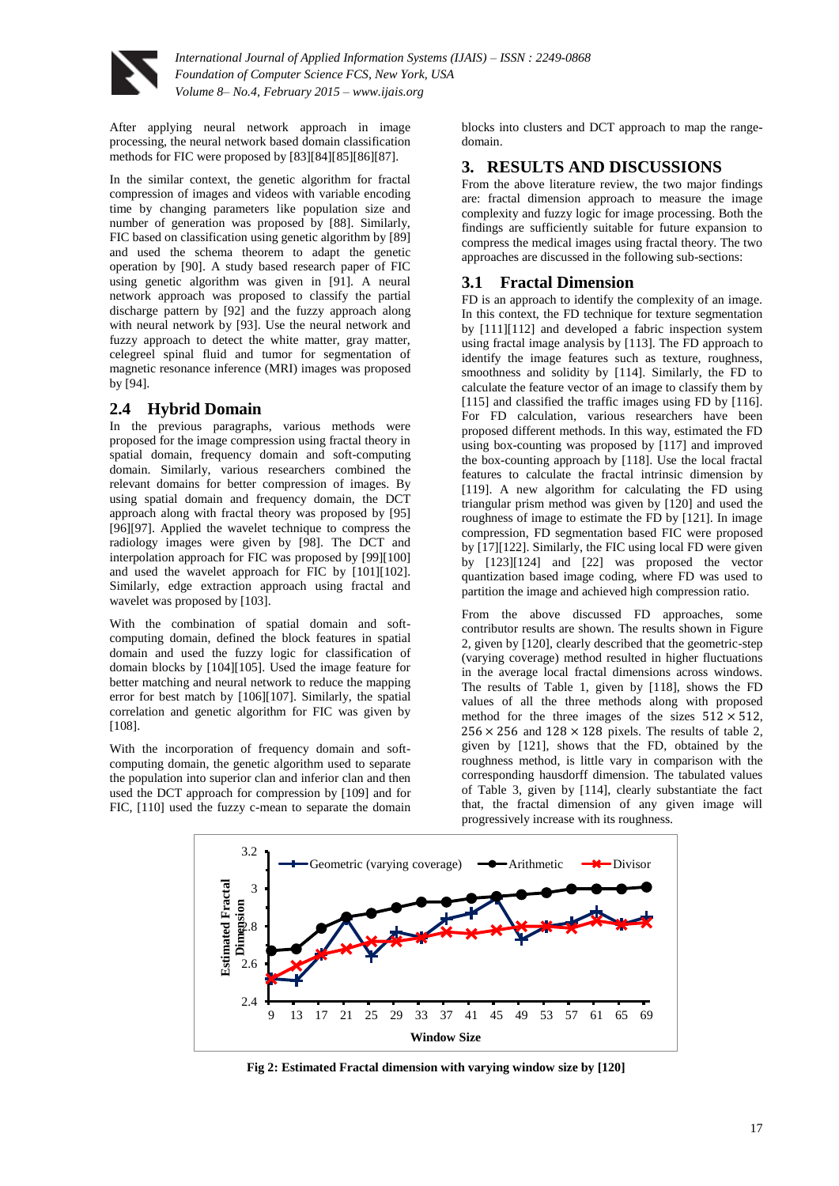After applying neural network approach in image processing, the neural network based domain classification methods for FIC were proposed by [83][84][85][86][87].

In the similar context, the genetic algorithm for fractal compression of images and videos with variable encoding time by changing parameters like population size and number of generation was proposed by [88]. Similarly, FIC based on classification using genetic algorithm by [89] and used the schema theorem to adapt the genetic operation by [90]. A study based research paper of FIC using genetic algorithm was given in [91]. A neural network approach was proposed to classify the partial discharge pattern by [92] and the fuzzy approach along with neural network by [93]. Use the neural network and fuzzy approach to detect the white matter, gray matter, celegreel spinal fluid and tumor for segmentation of magnetic resonance inference (MRI) images was proposed by [94].

## 2.4 Hybrid Domain

In the previous paragraphs, various methods were proposed for the image compression using fractal theory in spatial domain, frequency domain and soft-computing domain. Similarly, various researchers combined the relevant domains for better compression of images. By using spatial domain and frequency domain, the DCT approach along with fractal theory was proposed by [95][96][97]. Applied the wavelet technique to compress the radiology images were given by [98]. The DCT and interpolation approach for FIC was proposed by [99][100] and used the wavelet approach for FIC by [101][102]. Similarly, edge extraction approach using fractal and wavelet was proposed by [103].

With the combination of spatial domain and soft-computing domain, defined the block features in spatial domain and used the fuzzy logic for classification of domain blocks by [104][105]. Used the image feature for better matching and neural network to reduce the mapping error for best match by [106][107]. Similarly, the spatial correlation and genetic algorithm for FIC was given by [108].

With the incorporation of frequency domain and soft-computing domain, the genetic algorithm used to separate the population into superior clan and inferior clan and then used the DCT approach for compression by [109] and for FIC, [110] used the fuzzy c-mean to separate the domain blocks into clusters and DCT approach to map the range-domain.

# 3. RESULTS AND DISCUSSIONS

From the above literature review, the two major findings are: fractal dimension approach to measure the image complexity and fuzzy logic for image processing. Both the findings are sufficiently suitable for future expansion to compress the medical images using fractal theory. The two approaches are discussed in the following sub-sections:

## 3.1 Fractal Dimension

FD is an approach to identify the complexity of an image. In this context, the FD technique for texture segmentation by [111][112] and developed a fabric inspection system using fractal image analysis by [113]. The FD approach to identify the image features such as texture, roughness, smoothness and solidity by [114]. Similarly, the FD to calculate the feature vector of an image to classify them by [115] and classified the traffic images using FD by [116]. For FD calculation, various researchers have been proposed different methods. In this way, estimated the FD using box-counting was proposed by [117] and improved the box-counting approach by [118]. Use the local fractal features to calculate the fractal intrinsic dimension by [119]. A new algorithm for calculating the FD using triangular prism method was given by [120] and used the roughness of image to estimate the FD by [121]. In image compression, FD segmentation based FIC were proposed by [17][122]. Similarly, the FIC using local FD were given by [123][124] and [22] was proposed the vector quantization based image coding, where FD was used to partition the image and achieved high compression ratio.

From the above discussed FD approaches, some contributor results are shown. The results shown in Figure 2, given by [120], clearly described that the geometric-step (varying coverage) method resulted in higher fluctuations in the average local fractal dimensions across windows. The results of Table 1, given by [118], shows the FD values of all the three methods along with proposed method for the three images of the sizes $512 \times 512$, $256 \times 256$ and $128 \times 128$ pixels. The results of table 2, given by [121], shows that the FD, obtained by the roughness method, is little vary in comparison with the corresponding hausdorff dimension. The tabulated values of Table 3, given by [114], clearly substantiate the fact that, the fractal dimension of any given image will progressively increase with its roughness.

**Fig 2: Estimated Fractal dimension with varying window size by [120]**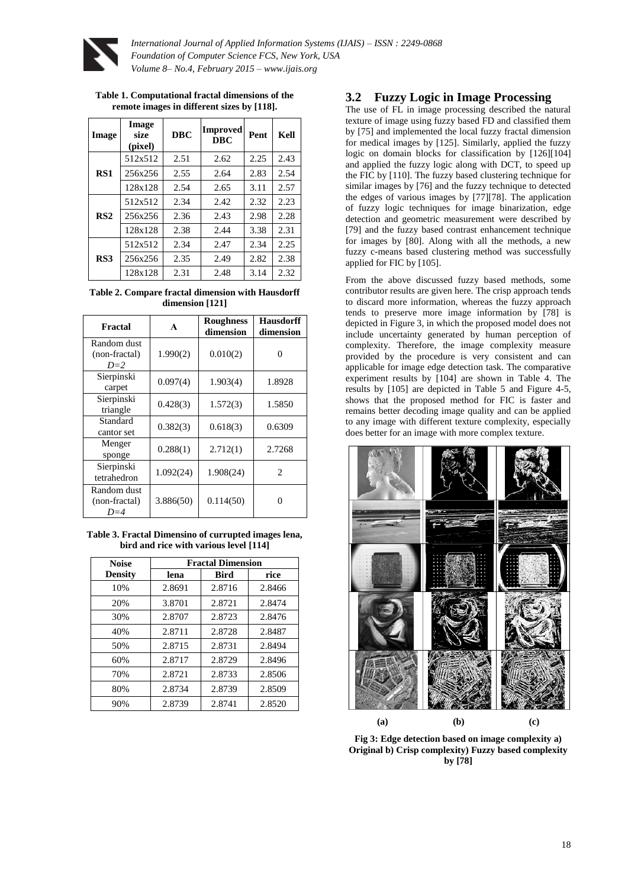**Table 1. Computational fractal dimensions of the remote images in different sizes by [118].**

| Image | Image size (pixel) | DBC | Improved DBC | Pent | Kell |
|---|---|---|---|---|---|
| RS1 | 512x512 | 2.51 | 2.62 | 2.25 | 2.43 |
| | 256x256 | 2.55 | 2.64 | 2.83 | 2.54 |
| | 128x128 | 2.54 | 2.65 | 3.11 | 2.57 |
| RS2 | 512x512 | 2.34 | 2.42 | 2.32 | 2.23 |
| | 256x256 | 2.36 | 2.43 | 2.98 | 2.28 |
| | 128x128 | 2.38 | 2.44 | 3.38 | 2.31 |
| RS3 | 512x512 | 2.34 | 2.47 | 2.34 | 2.25 |
| | 256x256 | 2.35 | 2.49 | 2.82 | 2.38 |
| | 128x128 | 2.31 | 2.48 | 3.14 | 2.32 |

**Table 2. Compare fractal dimension with Hausdorff dimension [121]**

| Fractal | A | Roughness dimension | Hausdorff dimension |
|---|---|---|---|
| Random dust (non-fractal) *D=2* | 1.990(2) | 0.010(2) | 0 |
| Sierpinski carpet | 0.097(4) | 1.903(4) | 1.8928 |
| Sierpinski triangle | 0.428(3) | 1.572(3) | 1.5850 |
| Standard cantor set | 0.382(3) | 0.618(3) | 0.6309 |
| Menger sponge | 0.288(1) | 2.712(1) | 2.7268 |
| Sierpinski tetrahedron | 1.092(24) | 1.908(24) | 2 |
| Random dust (non-fractal) *D=4* | 3.886(50) | 0.114(50) | 0 |

**Table 3. Fractal Dimensino of currupted images lena, bird and rice with various level [114]**

| Noise Density | Fractal Dimension | | |
|---|---|---|---|
| | lena | Bird | rice |
| 10% | 2.8691 | 2.8716 | 2.8466 |
| 20% | 3.8701 | 2.8721 | 2.8474 |
| 30% | 2.8707 | 2.8723 | 2.8476 |
| 40% | 2.8711 | 2.8728 | 2.8487 |
| 50% | 2.8715 | 2.8731 | 2.8494 |
| 60% | 2.8717 | 2.8729 | 2.8496 |
| 70% | 2.8721 | 2.8733 | 2.8506 |
| 80% | 2.8734 | 2.8739 | 2.8509 |
| 90% | 2.8739 | 2.8741 | 2.8520 |

## 3.2 Fuzzy Logic in Image Processing

The use of FL in image processing described the natural texture of image using fuzzy based FD and classified them by [75] and implemented the local fuzzy fractal dimension for medical images by [125]. Similarly, applied the fuzzy logic on domain blocks for classification by [126][104] and applied the fuzzy logic along with DCT, to speed up the FIC by [110]. The fuzzy based clustering technique for similar images by [76] and the fuzzy technique to detected the edges of various images by [77][78]. The application of fuzzy logic techniques for image binarization, edge detection and geometric measurement were described by [79] and the fuzzy based contrast enhancement technique for images by [80]. Along with all the methods, a new fuzzy c-means based clustering method was successfully applied for FIC by [105].

From the above discussed fuzzy based methods, some contributor results are given here. The crisp approach tends to discard more information, whereas the fuzzy approach tends to preserve more image information by [78] is depicted in Figure 3, in which the proposed model does not include uncertainty generated by human perception of complexity. Therefore, the image complexity measure provided by the procedure is very consistent and can applicable for image edge detection task. The comparative experiment results by [104] are shown in Table 4. The results by [105] are depicted in Table 5 and Figure 4-5, shows that the proposed method for FIC is faster and remains better decoding image quality and can be applied to any image with different texture complexity, especially does better for an image with more complex texture.

(a) (b) (c)

**Fig 3: Edge detection based on image complexity a) Original b) Crisp complexity) Fuzzy based complexity by [78]**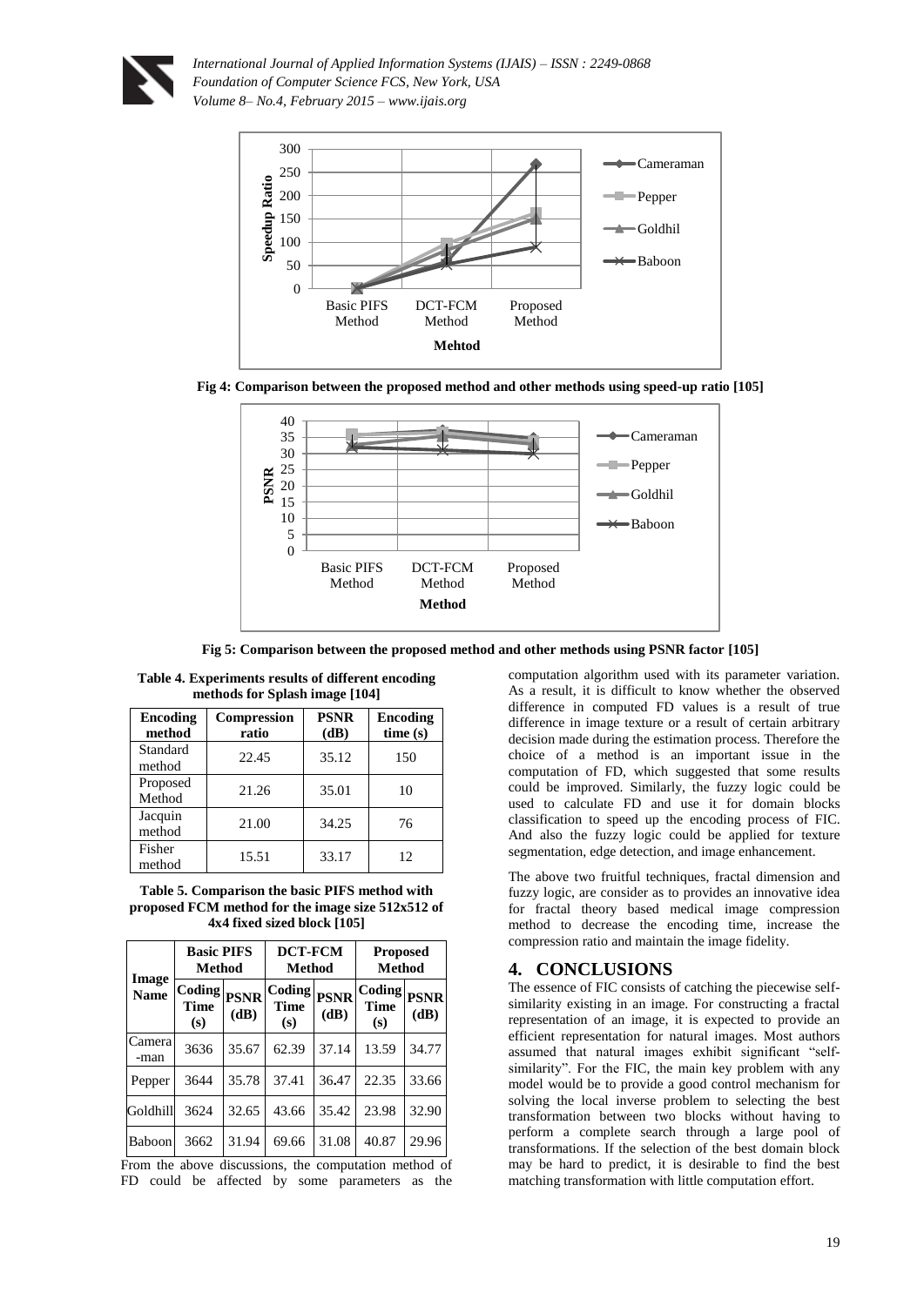Fig 4: Comparison between the proposed method and other methods using speed-up ratio [105]

Fig 5: Comparison between the proposed method and other methods using PSNR factor [105]

**Table 4. Experiments results of different encoding methods for Splash image [104]**

| Encoding method | Compression ratio | PSNR (dB) | Encoding time (s) |
|---|---|---|---|
| Standard method | 22.45 | 35.12 | 150 |
| Proposed Method | 21.26 | 35.01 | 10 |
| Jacquin method | 21.00 | 34.25 | 76 |
| Fisher method | 15.51 | 33.17 | 12 |

**Table 5. Comparison the basic PIFS method with proposed FCM method for the image size 512x512 of 4x4 fixed sized block [105]**

| Image Name | Basic PIFS Method | | DCT-FCM Method | | Proposed Method | |
|---|---|---|---|---|---|---|
| | Coding Time (s) | PSNR (dB) | Coding Time (s) | PSNR (dB) | Coding Time (s) | PSNR (dB) |
| Camera-man | 3636 | 35.67 | 62.39 | 37.14 | 13.59 | 34.77 |
| Pepper | 3644 | 35.78 | 37.41 | 36.47 | 22.35 | 33.66 |
| Goldhill | 3624 | 32.65 | 43.66 | 35.42 | 23.98 | 32.90 |
| Baboon | 3662 | 31.94 | 69.66 | 31.08 | 40.87 | 29.96 |

From the above discussions, the computation method of FD could be affected by some parameters as the computation algorithm used with its parameter variation. As a result, it is difficult to know whether the observed difference in computed FD values is a result of true difference in image texture or a result of certain arbitrary decision made during the estimation process. Therefore the choice of a method is an important issue in the computation of FD, which suggested that some results could be improved. Similarly, the fuzzy logic could be used to calculate FD and use it for domain blocks classification to speed up the encoding process of FIC. And also the fuzzy logic could be applied for texture segmentation, edge detection, and image enhancement.

The above two fruitful techniques, fractal dimension and fuzzy logic, are consider as to provides an innovative idea for fractal theory based medical image compression method to decrease the encoding time, increase the compression ratio and maintain the image fidelity.

## 4. CONCLUSIONS

The essence of FIC consists of catching the piecewise self-similarity existing in an image. For constructing a fractal representation of an image, it is expected to provide an efficient representation for natural images. Most authors assumed that natural images exhibit significant "self-similarity". For the FIC, the main key problem with any model would be to provide a good control mechanism for solving the local inverse problem to selecting the best transformation between two blocks without having to perform a complete search through a large pool of transformations. If the selection of the best domain block may be hard to predict, it is desirable to find the best matching transformation with little computation effort.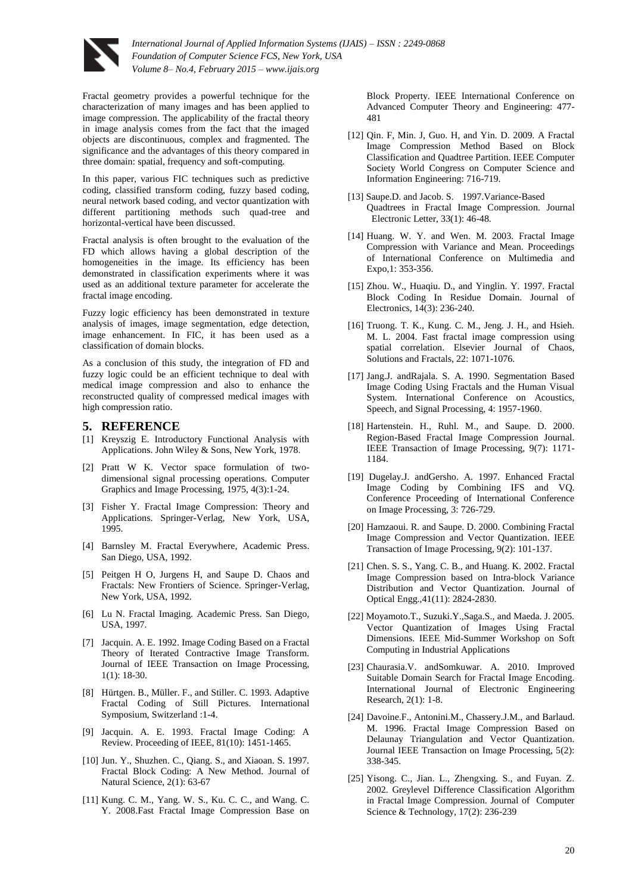Fractal geometry provides a powerful technique for the characterization of many images and has been applied to image compression. The applicability of the fractal theory in image analysis comes from the fact that the imaged objects are discontinuous, complex and fragmented. The significance and the advantages of this theory compared in three domain: spatial, frequency and soft-computing.

In this paper, various FIC techniques such as predictive coding, classified transform coding, fuzzy based coding, neural network based coding, and vector quantization with different partitioning methods such quad-tree and horizontal-vertical have been discussed.

Fractal analysis is often brought to the evaluation of the FD which allows having a global description of the homogeneities in the image. Its efficiency has been demonstrated in classification experiments where it was used as an additional texture parameter for accelerate the fractal image encoding.

Fuzzy logic efficiency has been demonstrated in texture analysis of images, image segmentation, edge detection, image enhancement. In FIC, it has been used as a classification of domain blocks.

As a conclusion of this study, the integration of FD and fuzzy logic could be an efficient technique to deal with medical image compression and also to enhance the reconstructed quality of compressed medical images with high compression ratio.

## 5. REFERENCE

[1] Kreyszig E. Introductory Functional Analysis with Applications. John Wiley & Sons, New York, 1978.

[2] Pratt W K. Vector space formulation of two-dimensional signal processing operations. Computer Graphics and Image Processing, 1975, 4(3):1-24.

[3] Fisher Y. Fractal Image Compression: Theory and Applications. Springer-Verlag, New York, USA, 1995.

[4] Barnsley M. Fractal Everywhere, Academic Press. San Diego, USA, 1992.

[5] Peitgen H O, Jurgens H, and Saupe D. Chaos and Fractals: New Frontiers of Science. Springer-Verlag, New York, USA, 1992.

[6] Lu N. Fractal Imaging. Academic Press. San Diego, USA, 1997.

[7] Jacquin. A. E. 1992. Image Coding Based on a Fractal Theory of Iterated Contractive Image Transform. Journal of IEEE Transaction on Image Processing, 1(1): 18-30.

[8] Hürtgen. B., Müller. F., and Stiller. C. 1993. Adaptive Fractal Coding of Still Pictures. International Symposium, Switzerland :1-4.

[9] Jacquin. A. E. 1993. Fractal Image Coding: A Review. Proceeding of IEEE, 81(10): 1451-1465.

[10] Jun. Y., Shuzhen. C., Qiang. S., and Xiaoan. S. 1997. Fractal Block Coding: A New Method. Journal of Natural Science, 2(1): 63-67

[11] Kung. C. M., Yang. W. S., Ku. C. C., and Wang. C. Y. 2008.Fast Fractal Image Compression Base on Block Property. IEEE International Conference on Advanced Computer Theory and Engineering: 477-481

[12] Qin. F, Min. J, Guo. H, and Yin. D. 2009. A Fractal Image Compression Method Based on Block Classification and Quadtree Partition. IEEE Computer Society World Congress on Computer Science and Information Engineering: 716-719.

[13] Saupe.D. and Jacob. S. 1997.Variance-Based Quadtrees in Fractal Image Compression. Journal Electronic Letter, 33(1): 46-48.

[14] Huang. W. Y. and Wen. M. 2003. Fractal Image Compression with Variance and Mean. Proceedings of International Conference on Multimedia and Expo,1: 353-356.

[15] Zhou. W., Huaqiu. D., and Yinglin. Y. 1997. Fractal Block Coding In Residue Domain. Journal of Electronics, 14(3): 236-240.

[16] Truong. T. K., Kung. C. M., Jeng. J. H., and Hsieh. M. L. 2004. Fast fractal image compression using spatial correlation. Elsevier Journal of Chaos, Solutions and Fractals, 22: 1071-1076.

[17] Jang.J. andRajala. S. A. 1990. Segmentation Based Image Coding Using Fractals and the Human Visual System. International Conference on Acoustics, Speech, and Signal Processing, 4: 1957-1960.

[18] Hartenstein. H., Ruhl. M., and Saupe. D. 2000. Region-Based Fractal Image Compression Journal. IEEE Transaction of Image Processing, 9(7): 1171-1184.

[19] Dugelay.J. andGersho. A. 1997. Enhanced Fractal Image Coding by Combining IFS and VQ. Conference Proceeding of International Conference on Image Processing, 3: 726-729.

[20] Hamzaoui. R. and Saupe. D. 2000. Combining Fractal Image Compression and Vector Quantization. IEEE Transaction of Image Processing, 9(2): 101-137.

[21] Chen. S. S., Yang. C. B., and Huang. K. 2002. Fractal Image Compression based on Intra-block Variance Distribution and Vector Quantization. Journal of Optical Engg.,41(11): 2824-2830.

[22] Moyamoto.T., Suzuki.Y.,Saga.S., and Maeda. J. 2005. Vector Quantization of Images Using Fractal Dimensions. IEEE Mid-Summer Workshop on Soft Computing in Industrial Applications

[23] Chaurasia.V. andSomkuwar. A. 2010. Improved Suitable Domain Search for Fractal Image Encoding. International Journal of Electronic Engineering Research, 2(1): 1-8.

[24] Davoine.F., Antonini.M., Chassery.J.M., and Barlaud. M. 1996. Fractal Image Compression Based on Delaunay Triangulation and Vector Quantization. Journal IEEE Transaction on Image Processing, 5(2): 338-345.

[25] Yisong. C., Jian. L., Zhengxing. S., and Fuyan. Z. 2002. Greylevel Difference Classification Algorithm in Fractal Image Compression. Journal of Computer Science & Technology, 17(2): 236-239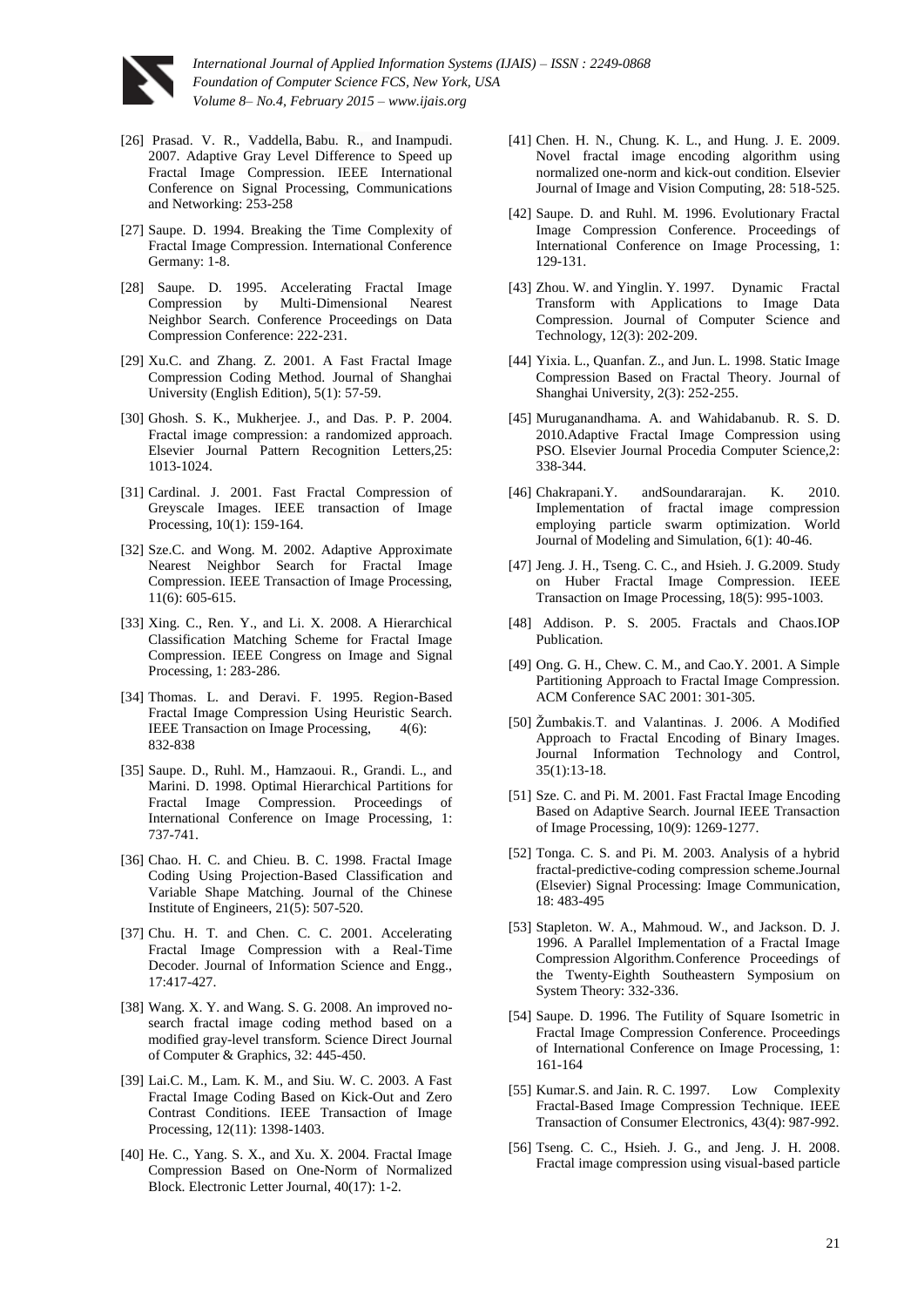[26] Prasad. V. R., Vaddella, Babu. R., and Inampudi. 2007. Adaptive Gray Level Difference to Speed up Fractal Image Compression. IEEE International Conference on Signal Processing, Communications and Networking: 253-258

[27] Saupe. D. 1994. Breaking the Time Complexity of Fractal Image Compression. International Conference Germany: 1-8.

[28] Saupe. D. 1995. Accelerating Fractal Image Compression by Multi-Dimensional Nearest Neighbor Search. Conference Proceedings on Data Compression Conference: 222-231.

[29] Xu.C. and Zhang. Z. 2001. A Fast Fractal Image Compression Coding Method. Journal of Shanghai University (English Edition), 5(1): 57-59.

[30] Ghosh. S. K., Mukherjee. J., and Das. P. P. 2004. Fractal image compression: a randomized approach. Elsevier Journal Pattern Recognition Letters,25: 1013-1024.

[31] Cardinal. J. 2001. Fast Fractal Compression of Greyscale Images. IEEE transaction of Image Processing, 10(1): 159-164.

[32] Sze.C. and Wong. M. 2002. Adaptive Approximate Nearest Neighbor Search for Fractal Image Compression. IEEE Transaction of Image Processing, 11(6): 605-615.

[33] Xing. C., Ren. Y., and Li. X. 2008. A Hierarchical Classification Matching Scheme for Fractal Image Compression. IEEE Congress on Image and Signal Processing, 1: 283-286.

[34] Thomas. L. and Deravi. F. 1995. Region-Based Fractal Image Compression Using Heuristic Search. IEEE Transaction on Image Processing, 4(6): 832-838

[35] Saupe. D., Ruhl. M., Hamzaoui. R., Grandi. L., and Marini. D. 1998. Optimal Hierarchical Partitions for Fractal Image Compression. Proceedings of International Conference on Image Processing, 1: 737-741.

[36] Chao. H. C. and Chieu. B. C. 1998. Fractal Image Coding Using Projection-Based Classification and Variable Shape Matching. Journal of the Chinese Institute of Engineers, 21(5): 507-520.

[37] Chu. H. T. and Chen. C. C. 2001. Accelerating Fractal Image Compression with a Real-Time Decoder. Journal of Information Science and Engg., 17:417-427.

[38] Wang. X. Y. and Wang. S. G. 2008. An improved no-search fractal image coding method based on a modified gray-level transform. Science Direct Journal of Computer & Graphics, 32: 445-450.

[39] Lai.C. M., Lam. K. M., and Siu. W. C. 2003. A Fast Fractal Image Coding Based on Kick-Out and Zero Contrast Conditions. IEEE Transaction of Image Processing, 12(11): 1398-1403.

[40] He. C., Yang. S. X., and Xu. X. 2004. Fractal Image Compression Based on One-Norm of Normalized Block. Electronic Letter Journal, 40(17): 1-2.

[41] Chen. H. N., Chung. K. L., and Hung. J. E. 2009. Novel fractal image encoding algorithm using normalized one-norm and kick-out condition. Elsevier Journal of Image and Vision Computing, 28: 518-525.

[42] Saupe. D. and Ruhl. M. 1996. Evolutionary Fractal Image Compression Conference. Proceedings of International Conference on Image Processing, 1: 129-131.

[43] Zhou. W. and Yinglin. Y. 1997. Dynamic Fractal Transform with Applications to Image Data Compression. Journal of Computer Science and Technology, 12(3): 202-209.

[44] Yixia. L., Quanfan. Z., and Jun. L. 1998. Static Image Compression Based on Fractal Theory. Journal of Shanghai University, 2(3): 252-255.

[45] Muruganandhama. A. and Wahidabanub. R. S. D. 2010.Adaptive Fractal Image Compression using PSO. Elsevier Journal Procedia Computer Science,2: 338-344.

[46] Chakrapani.Y. andSoundararajan. K. 2010. Implementation of fractal image compression employing particle swarm optimization. World Journal of Modeling and Simulation, 6(1): 40-46.

[47] Jeng. J. H., Tseng. C. C., and Hsieh. J. G.2009. Study on Huber Fractal Image Compression. IEEE Transaction on Image Processing, 18(5): 995-1003.

[48] Addison. P. S. 2005. Fractals and Chaos.IOP Publication.

[49] Ong. G. H., Chew. C. M., and Cao.Y. 2001. A Simple Partitioning Approach to Fractal Image Compression. ACM Conference SAC 2001: 301-305.

[50] Žumbakis.T. and Valantinas. J. 2006. A Modified Approach to Fractal Encoding of Binary Images. Journal Information Technology and Control, 35(1):13-18.

[51] Sze. C. and Pi. M. 2001. Fast Fractal Image Encoding Based on Adaptive Search. Journal IEEE Transaction of Image Processing, 10(9): 1269-1277.

[52] Tonga. C. S. and Pi. M. 2003. Analysis of a hybrid fractal-predictive-coding compression scheme.Journal (Elsevier) Signal Processing: Image Communication, 18: 483-495

[53] Stapleton. W. A., Mahmoud. W., and Jackson. D. J. 1996. A Parallel Implementation of a Fractal Image Compression Algorithm.Conference Proceedings of the Twenty-Eighth Southeastern Symposium on System Theory: 332-336.

[54] Saupe. D. 1996. The Futility of Square Isometric in Fractal Image Compression Conference. Proceedings of International Conference on Image Processing, 1: 161-164

[55] Kumar.S. and Jain. R. C. 1997. Low Complexity Fractal-Based Image Compression Technique. IEEE Transaction of Consumer Electronics, 43(4): 987-992.

[56] Tseng. C. C., Hsieh. J. G., and Jeng. J. H. 2008. Fractal image compression using visual-based particle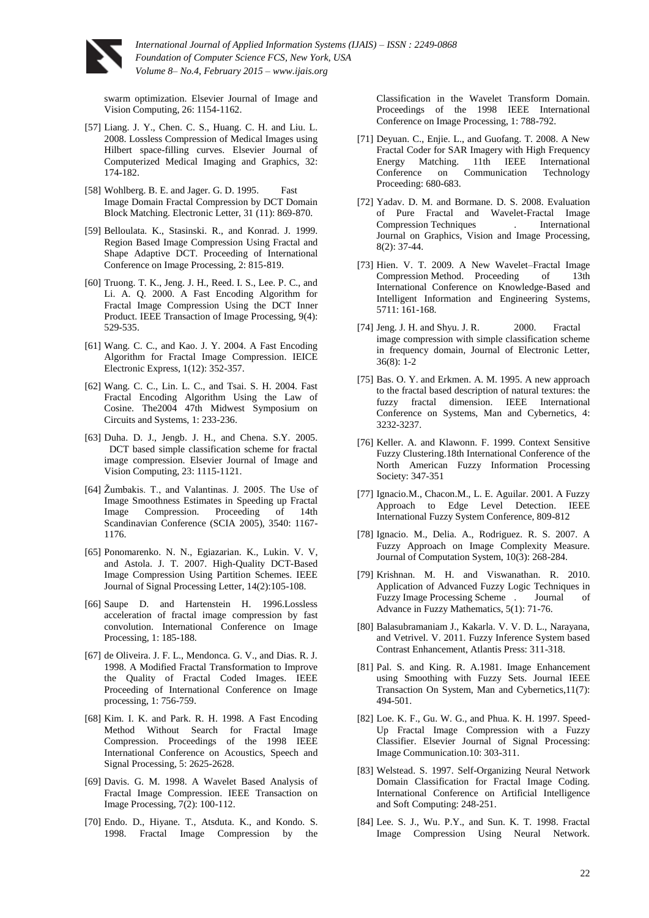swarm optimization. Elsevier Journal of Image and Vision Computing, 26: 1154-1162.

[57] Liang. J. Y., Chen. C. S., Huang. C. H. and Liu. L. 2008. Lossless Compression of Medical Images using Hilbert space-filling curves. Elsevier Journal of Computerized Medical Imaging and Graphics, 32: 174-182.

[58] Wohlberg. B. E. and Jager. G. D. 1995. Fast Image Domain Fractal Compression by DCT Domain Block Matching. Electronic Letter, 31 (11): 869-870.

[59] Belloulata. K., Stasinski. R., and Konrad. J. 1999. Region Based Image Compression Using Fractal and Shape Adaptive DCT. Proceeding of International Conference on Image Processing, 2: 815-819.

[60] Truong. T. K., Jeng. J. H., Reed. I. S., Lee. P. C., and Li. A. Q. 2000. A Fast Encoding Algorithm for Fractal Image Compression Using the DCT Inner Product. IEEE Transaction of Image Processing, 9(4): 529-535.

[61] Wang. C. C., and Kao. J. Y. 2004. A Fast Encoding Algorithm for Fractal Image Compression. IEICE Electronic Express, 1(12): 352-357.

[62] Wang. C. C., Lin. L. C., and Tsai. S. H. 2004. Fast Fractal Encoding Algorithm Using the Law of Cosine. The2004 47th Midwest Symposium on Circuits and Systems, 1: 233-236.

[63] Duha. D. J., Jengb. J. H., and Chena. S.Y. 2005. DCT based simple classification scheme for fractal image compression. Elsevier Journal of Image and Vision Computing, 23: 1115-1121.

[64] Žumbakis. T., and Valantinas. J. 2005. The Use of Image Smoothness Estimates in Speeding up Fractal Image Compression. Proceeding of 14th Scandinavian Conference (SCIA 2005), 3540: 1167-1176.

[65] Ponomarenko. N. N., Egiazarian. K., Lukin. V. V, and Astola. J. T. 2007. High-Quality DCT-Based Image Compression Using Partition Schemes. IEEE Journal of Signal Processing Letter, 14(2):105-108.

[66] Saupe D. and Hartenstein H. 1996.Lossless acceleration of fractal image compression by fast convolution. International Conference on Image Processing, 1: 185-188.

[67] de Oliveira. J. F. L., Mendonca. G. V., and Dias. R. J. 1998. A Modified Fractal Transformation to Improve the Quality of Fractal Coded Images. IEEE Proceeding of International Conference on Image processing, 1: 756-759.

[68] Kim. I. K. and Park. R. H. 1998. A Fast Encoding Method Without Search for Fractal Image Compression. Proceedings of the 1998 IEEE International Conference on Acoustics, Speech and Signal Processing, 5: 2625-2628.

[69] Davis. G. M. 1998. A Wavelet Based Analysis of Fractal Image Compression. IEEE Transaction on Image Processing, 7(2): 100-112.

[70] Endo. D., Hiyane. T., Atsduta. K., and Kondo. S. 1998. Fractal Image Compression by the Classification in the Wavelet Transform Domain. Proceedings of the 1998 IEEE International Conference on Image Processing, 1: 788-792.

[71] Deyuan. C., Enjie. L., and Guofang. T. 2008. A New Fractal Coder for SAR Imagery with High Frequency Energy Matching. 11th IEEE International Conference on Communication Technology Proceeding: 680-683.

[72] Yadav. D. M. and Bormane. D. S. 2008. Evaluation of Pure Fractal and Wavelet-Fractal Image Compression Techniques . International Journal on Graphics, Vision and Image Processing, 8(2): 37-44.

[73] Hien. V. T. 2009. A New Wavelet–Fractal Image Compression Method. Proceeding of 13th International Conference on Knowledge-Based and Intelligent Information and Engineering Systems, 5711: 161-168.

[74] Jeng. J. H. and Shyu. J. R. 2000. Fractal image compression with simple classification scheme in frequency domain, Journal of Electronic Letter, 36(8): 1-2

[75] Bas. O. Y. and Erkmen. A. M. 1995. A new approach to the fractal based description of natural textures: the fuzzy fractal dimension. IEEE International Conference on Systems, Man and Cybernetics, 4: 3232-3237.

[76] Keller. A. and Klawonn. F. 1999. Context Sensitive Fuzzy Clustering.18th International Conference of the North American Fuzzy Information Processing Society: 347-351

[77] Ignacio.M., Chacon.M., L. E. Aguilar. 2001. A Fuzzy Approach to Edge Level Detection. IEEE International Fuzzy System Conference, 809-812

[78] Ignacio. M., Delia. A., Rodriguez. R. S. 2007. A Fuzzy Approach on Image Complexity Measure. Journal of Computation System, 10(3): 268-284.

[79] Krishnan. M. H. and Viswanathan. R. 2010. Application of Advanced Fuzzy Logic Techniques in Fuzzy Image Processing Scheme . Journal of Advance in Fuzzy Mathematics, 5(1): 71-76.

[80] Balasubramaniam J., Kakarla. V. V. D. L., Narayana, and Vetrivel. V. 2011. Fuzzy Inference System based Contrast Enhancement, Atlantis Press: 311-318.

[81] Pal. S. and King. R. A.1981. Image Enhancement using Smoothing with Fuzzy Sets. Journal IEEE Transaction On System, Man and Cybernetics,11(7): 494-501.

[82] Loe. K. F., Gu. W. G., and Phua. K. H. 1997. Speed-Up Fractal Image Compression with a Fuzzy Classifier. Elsevier Journal of Signal Processing: Image Communication.10: 303-311.

[83] Welstead. S. 1997. Self-Organizing Neural Network Domain Classification for Fractal Image Coding. International Conference on Artificial Intelligence and Soft Computing: 248-251.

[84] Lee. S. J., Wu. P.Y., and Sun. K. T. 1998. Fractal Image Compression Using Neural Network.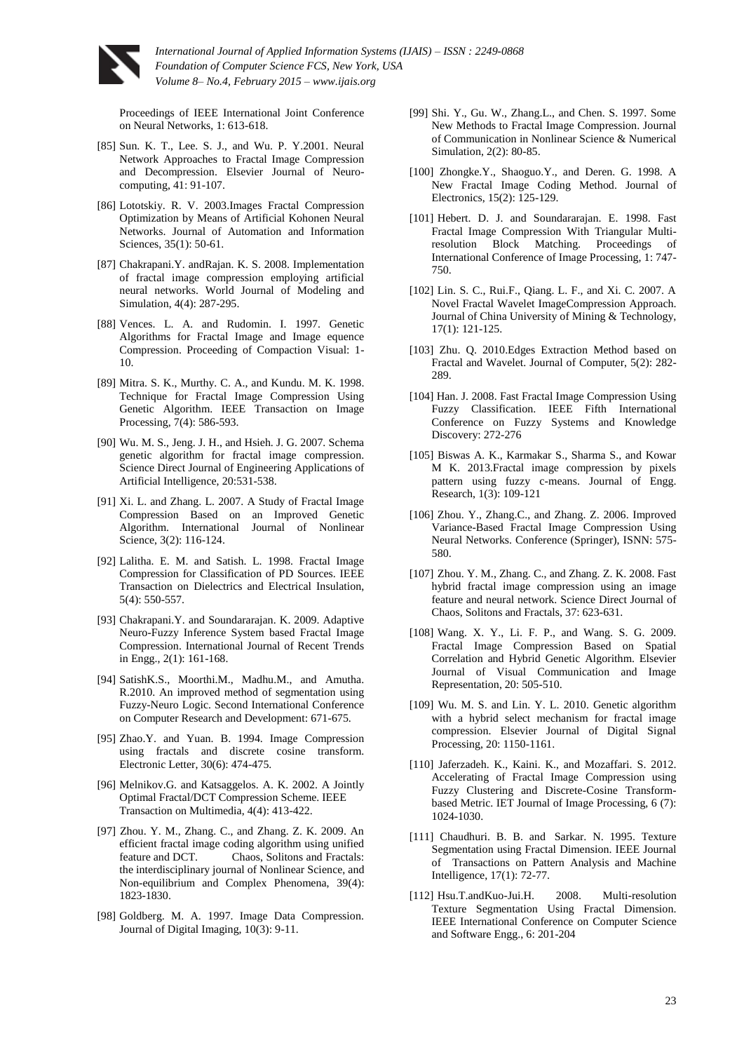Proceedings of IEEE International Joint Conference on Neural Networks, 1: 613-618.

[85] Sun. K. T., Lee. S. J., and Wu. P. Y.2001. Neural Network Approaches to Fractal Image Compression and Decompression. Elsevier Journal of Neuro-computing, 41: 91-107.

[86] Lototskiy. R. V. 2003.Images Fractal Compression Optimization by Means of Artificial Kohonen Neural Networks. Journal of Automation and Information Sciences, 35(1): 50-61.

[87] Chakrapani.Y. andRajan. K. S. 2008. Implementation of fractal image compression employing artificial neural networks. World Journal of Modeling and Simulation, 4(4): 287-295.

[88] Vences. L. A. and Rudomin. I. 1997. Genetic Algorithms for Fractal Image and Image equence Compression. Proceeding of Compaction Visual: 1-10.

[89] Mitra. S. K., Murthy. C. A., and Kundu. M. K. 1998. Technique for Fractal Image Compression Using Genetic Algorithm. IEEE Transaction on Image Processing, 7(4): 586-593.

[90] Wu. M. S., Jeng. J. H., and Hsieh. J. G. 2007. Schema genetic algorithm for fractal image compression. Science Direct Journal of Engineering Applications of Artificial Intelligence, 20:531-538.

[91] Xi. L. and Zhang. L. 2007. A Study of Fractal Image Compression Based on an Improved Genetic Algorithm. International Journal of Nonlinear Science, 3(2): 116-124.

[92] Lalitha. E. M. and Satish. L. 1998. Fractal Image Compression for Classification of PD Sources. IEEE Transaction on Dielectrics and Electrical Insulation, 5(4): 550-557.

[93] Chakrapani.Y. and Soundararajan. K. 2009. Adaptive Neuro-Fuzzy Inference System based Fractal Image Compression. International Journal of Recent Trends in Engg., 2(1): 161-168.

[94] SatishK.S., Moorthi.M., Madhu.M., and Amutha. R.2010. An improved method of segmentation using Fuzzy-Neuro Logic. Second International Conference on Computer Research and Development: 671-675.

[95] Zhao.Y. and Yuan. B. 1994. Image Compression using fractals and discrete cosine transform. Electronic Letter, 30(6): 474-475.

[96] Melnikov.G. and Katsaggelos. A. K. 2002. A Jointly Optimal Fractal/DCT Compression Scheme. IEEE Transaction on Multimedia, 4(4): 413-422.

[97] Zhou. Y. M., Zhang. C., and Zhang. Z. K. 2009. An efficient fractal image coding algorithm using unified feature and DCT. Chaos, Solitons and Fractals: the interdisciplinary journal of Nonlinear Science, and Non-equilibrium and Complex Phenomena, 39(4): 1823-1830.

[98] Goldberg. M. A. 1997. Image Data Compression. Journal of Digital Imaging, 10(3): 9-11.

[99] Shi. Y., Gu. W., Zhang.L., and Chen. S. 1997. Some New Methods to Fractal Image Compression. Journal of Communication in Nonlinear Science & Numerical Simulation, 2(2): 80-85.

[100] Zhongke.Y., Shaoguo.Y., and Deren. G. 1998. A New Fractal Image Coding Method. Journal of Electronics, 15(2): 125-129.

[101] Hebert. D. J. and Soundararajan. E. 1998. Fast Fractal Image Compression With Triangular Multi-resolution Block Matching. Proceedings of International Conference of Image Processing, 1: 747-750.

[102] Lin. S. C., Rui.F., Qiang. L. F., and Xi. C. 2007. A Novel Fractal Wavelet ImageCompression Approach. Journal of China University of Mining & Technology, 17(1): 121-125.

[103] Zhu. Q. 2010.Edges Extraction Method based on Fractal and Wavelet. Journal of Computer, 5(2): 282-289.

[104] Han. J. 2008. Fast Fractal Image Compression Using Fuzzy Classification. IEEE Fifth International Conference on Fuzzy Systems and Knowledge Discovery: 272-276

[105] Biswas A. K., Karmakar S., Sharma S., and Kowar M K. 2013.Fractal image compression by pixels pattern using fuzzy c-means. Journal of Engg. Research, 1(3): 109-121

[106] Zhou. Y., Zhang.C., and Zhang. Z. 2006. Improved Variance-Based Fractal Image Compression Using Neural Networks. Conference (Springer), ISNN: 575-580.

[107] Zhou. Y. M., Zhang. C., and Zhang. Z. K. 2008. Fast hybrid fractal image compression using an image feature and neural network. Science Direct Journal of Chaos, Solitons and Fractals, 37: 623-631.

[108] Wang. X. Y., Li. F. P., and Wang. S. G. 2009. Fractal Image Compression Based on Spatial Correlation and Hybrid Genetic Algorithm. Elsevier Journal of Visual Communication and Image Representation, 20: 505-510.

[109] Wu. M. S. and Lin. Y. L. 2010. Genetic algorithm with a hybrid select mechanism for fractal image compression. Elsevier Journal of Digital Signal Processing, 20: 1150-1161.

[110] Jaferzadeh. K., Kaini. K., and Mozaffari. S. 2012. Accelerating of Fractal Image Compression using Fuzzy Clustering and Discrete-Cosine Transform-based Metric. IET Journal of Image Processing, 6 (7): 1024-1030.

[111] Chaudhuri. B. B. and Sarkar. N. 1995. Texture Segmentation using Fractal Dimension. IEEE Journal of Transactions on Pattern Analysis and Machine Intelligence, 17(1): 72-77.

[112] Hsu.T.andKuo-Jui.H. 2008. Multi-resolution Texture Segmentation Using Fractal Dimension. IEEE International Conference on Computer Science and Software Engg., 6: 201-204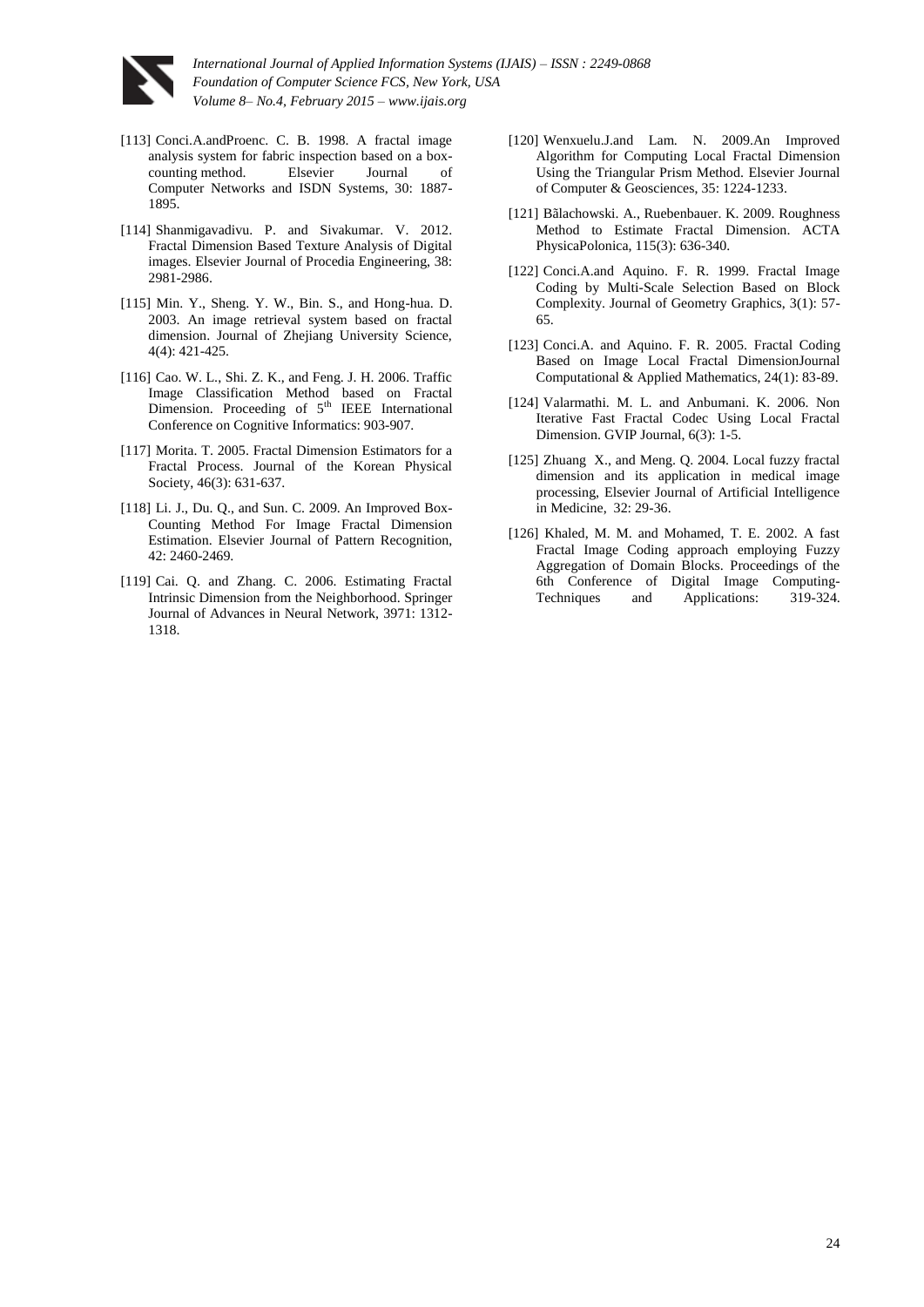[113] Conci.A.andProenc. C. B. 1998. A fractal image analysis system for fabric inspection based on a box-counting method. Elsevier Journal of Computer Networks and ISDN Systems, 30: 1887-1895.

[114] Shanmigavadivu. P. and Sivakumar. V. 2012. Fractal Dimension Based Texture Analysis of Digital images. Elsevier Journal of Procedia Engineering, 38: 2981-2986.

[115] Min. Y., Sheng. Y. W., Bin. S., and Hong-hua. D. 2003. An image retrieval system based on fractal dimension. Journal of Zhejiang University Science, 4(4): 421-425.

[116] Cao. W. L., Shi. Z. K., and Feng. J. H. 2006. Traffic Image Classification Method based on Fractal Dimension. Proceeding of 5th IEEE International Conference on Cognitive Informatics: 903-907.

[117] Morita. T. 2005. Fractal Dimension Estimators for a Fractal Process. Journal of the Korean Physical Society, 46(3): 631-637.

[118] Li. J., Du. Q., and Sun. C. 2009. An Improved Box-Counting Method For Image Fractal Dimension Estimation. Elsevier Journal of Pattern Recognition, 42: 2460-2469.

[119] Cai. Q. and Zhang. C. 2006. Estimating Fractal Intrinsic Dimension from the Neighborhood. Springer Journal of Advances in Neural Network, 3971: 1312-1318.

[120] Wenxuelu.J.and Lam. N. 2009.An Improved Algorithm for Computing Local Fractal Dimension Using the Triangular Prism Method. Elsevier Journal of Computer & Geosciences, 35: 1224-1233.

[121] Bălachowski. A., Ruebenbauer. K. 2009. Roughness Method to Estimate Fractal Dimension. ACTA PhysicaPolonica, 115(3): 636-340.

[122] Conci.A.and Aquino. F. R. 1999. Fractal Image Coding by Multi-Scale Selection Based on Block Complexity. Journal of Geometry Graphics, 3(1): 57-65.

[123] Conci.A. and Aquino. F. R. 2005. Fractal Coding Based on Image Local Fractal DimensionJournal Computational & Applied Mathematics, 24(1): 83-89.

[124] Valarmathi. M. L. and Anbumani. K. 2006. Non Iterative Fast Fractal Codec Using Local Fractal Dimension. GVIP Journal, 6(3): 1-5.

[125] Zhuang X., and Meng. Q. 2004. Local fuzzy fractal dimension and its application in medical image processing, Elsevier Journal of Artificial Intelligence in Medicine, 32: 29-36.

[126] Khaled, M. M. and Mohamed, T. E. 2002. A fast Fractal Image Coding approach employing Fuzzy Aggregation of Domain Blocks. Proceedings of the 6th Conference of Digital Image Computing-Techniques and Applications: 319-324.